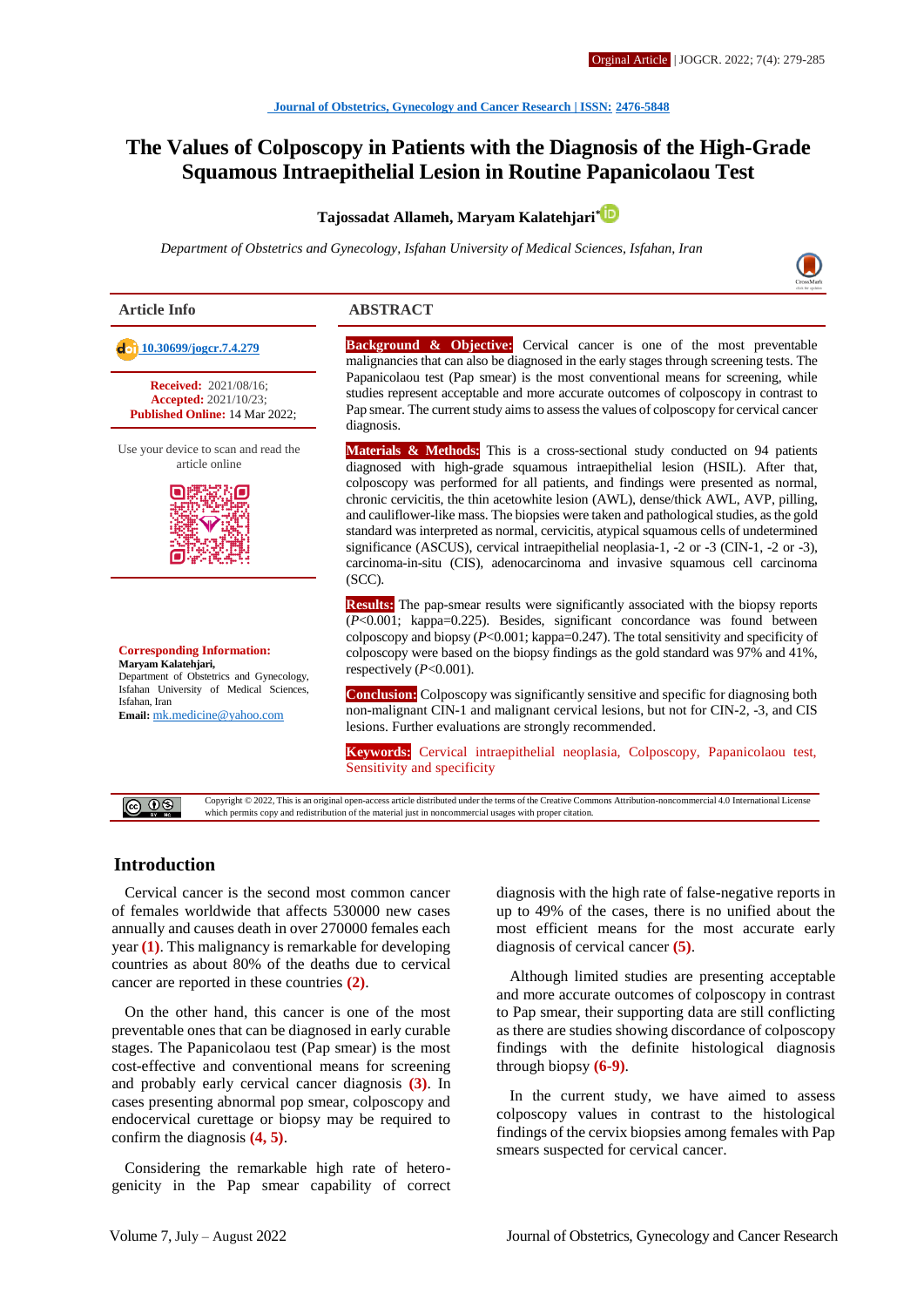# The Values of Colposcopy in Patients with the Diagnosis of the High-Grade Squamous Intraepithelial Lesion in Routine Papanicolaou Test

**Tajossadat Allameh, Maryam Kalatehjari***

*Department of Obstetrics and Gynecology, Isfahan University of Medical Sciences, Isfahan, Iran*

## Article Info

10.30699/jogcr.7.4.279

**Received:** 2021/08/16;
**Accepted:** 2021/10/23;
**Published Online:** 14 Mar 2022;

Use your device to scan and read the article online

**Corresponding Information:**
**Maryam Kalatehjari,**
Department of Obstetrics and Gynecology, Isfahan University of Medical Sciences, Isfahan, Iran
**Email:** mk.medicine@yahoo.com

## ABSTRACT

**Background & Objective:** Cervical cancer is one of the most preventable malignancies that can also be diagnosed in the early stages through screening tests. The Papanicolaou test (Pap smear) is the most conventional means for screening, while studies represent acceptable and more accurate outcomes of colposcopy in contrast to Pap smear. The current study aims to assess the values of colposcopy for cervical cancer diagnosis.

**Materials & Methods:** This is a cross-sectional study conducted on 94 patients diagnosed with high-grade squamous intraepithelial lesion (HSIL). After that, colposcopy was performed for all patients, and findings were presented as normal, chronic cervicitis, the thin acetowhite lesion (AWL), dense/thick AWL, AVP, pilling, and cauliflower-like mass. The biopsies were taken and pathological studies, as the gold standard was interpreted as normal, cervicitis, atypical squamous cells of undetermined significance (ASCUS), cervical intraepithelial neoplasia-1, -2 or -3 (CIN-1, -2 or -3), carcinoma-in-situ (CIS), adenocarcinoma and invasive squamous cell carcinoma (SCC).

**Results:** The pap-smear results were significantly associated with the biopsy reports ($P<0.001$; kappa=0.225). Besides, significant concordance was found between colposcopy and biopsy ($P<0.001$; kappa=0.247). The total sensitivity and specificity of colposcopy were based on the biopsy findings as the gold standard was 97% and 41%, respectively ($P<0.001$).

**Conclusion:** Colposcopy was significantly sensitive and specific for diagnosing both non-malignant CIN-1 and malignant cervical lesions, but not for CIN-2, -3, and CIS lesions. Further evaluations are strongly recommended.

**Keywords:** Cervical intraepithelial neoplasia, Colposcopy, Papanicolaou test, Sensitivity and specificity

Copyright © 2022, This is an original open-access article distributed under the terms of the Creative Commons Attribution-noncommercial 4.0 International License which permits copy and redistribution of the material just in noncommercial usages with proper citation.

## Introduction

Cervical cancer is the second most common cancer of females worldwide that affects 530000 new cases annually and causes death in over 270000 females each year (1). This malignancy is remarkable for developing countries as about 80% of the deaths due to cervical cancer are reported in these countries (2).

On the other hand, this cancer is one of the most preventable ones that can be diagnosed in early curable stages. The Papanicolaou test (Pap smear) is the most cost-effective and conventional means for screening and probably early cervical cancer diagnosis (3). In cases presenting abnormal pop smear, colposcopy and endocervical curettage or biopsy may be required to confirm the diagnosis (4, 5).

Considering the remarkable high rate of hetero-genicity in the Pap smear capability of correct diagnosis with the high rate of false-negative reports in up to 49% of the cases, there is no unified about the most efficient means for the most accurate early diagnosis of cervical cancer (5).

Although limited studies are presenting acceptable and more accurate outcomes of colposcopy in contrast to Pap smear, their supporting data are still conflicting as there are studies showing discordance of colposcopy findings with the definite histological diagnosis through biopsy (6-9).

In the current study, we have aimed to assess colposcopy values in contrast to the histological findings of the cervix biopsies among females with Pap smears suspected for cervical cancer.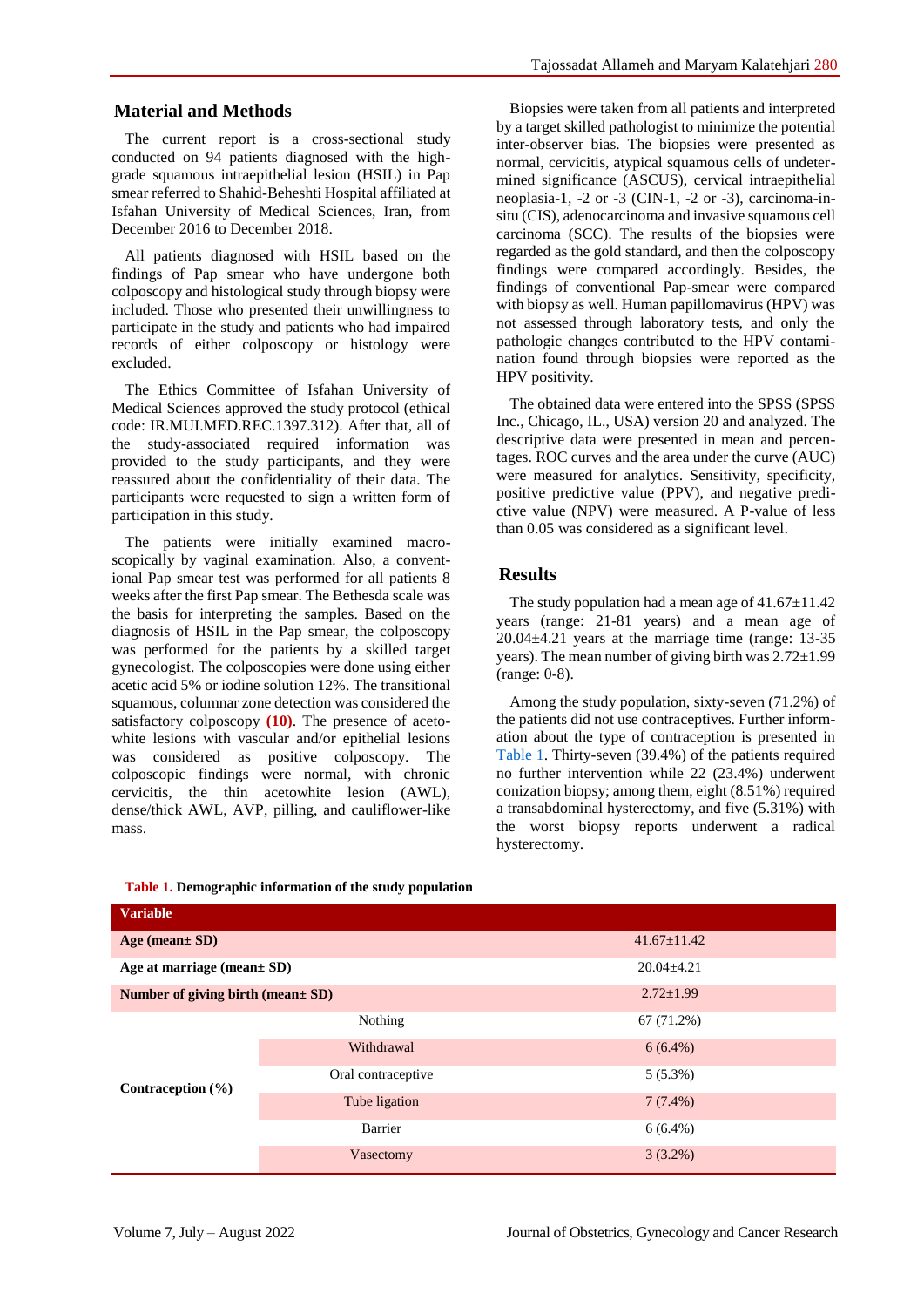## Material and Methods

The current report is a cross-sectional study conducted on 94 patients diagnosed with the high-grade squamous intraepithelial lesion (HSIL) in Pap smear referred to Shahid-Beheshti Hospital affiliated at Isfahan University of Medical Sciences, Iran, from December 2016 to December 2018.

All patients diagnosed with HSIL based on the findings of Pap smear who have undergone both colposcopy and histological study through biopsy were included. Those who presented their unwillingness to participate in the study and patients who had impaired records of either colposcopy or histology were excluded.

The Ethics Committee of Isfahan University of Medical Sciences approved the study protocol (ethical code: IR.MUI.MED.REC.1397.312). After that, all of the study-associated required information was provided to the study participants, and they were reassured about the confidentiality of their data. The participants were requested to sign a written form of participation in this study.

The patients were initially examined macroscopically by vaginal examination. Also, a conventional Pap smear test was performed for all patients 8 weeks after the first Pap smear. The Bethesda scale was the basis for interpreting the samples. Based on the diagnosis of HSIL in the Pap smear, the colposcopy was performed for the patients by a skilled target gynecologist. The colposcopies were done using either acetic acid 5% or iodine solution 12%. The transitional squamous, columnar zone detection was considered the satisfactory colposcopy **(10)**. The presence of acetowhite lesions with vascular and/or epithelial lesions was considered as positive colposcopy. The colposcopic findings were normal, with chronic cervicitis, the thin acetowhite lesion (AWL), dense/thick AWL, AVP, pilling, and cauliflower-like mass.

Biopsies were taken from all patients and interpreted by a target skilled pathologist to minimize the potential inter-observer bias. The biopsies were presented as normal, cervicitis, atypical squamous cells of undetermined significance (ASCUS), cervical intraepithelial neoplasia-1, -2 or -3 (CIN-1, -2 or -3), carcinoma-in-situ (CIS), adenocarcinoma and invasive squamous cell carcinoma (SCC). The results of the biopsies were regarded as the gold standard, and then the colposcopy findings were compared accordingly. Besides, the findings of conventional Pap-smear were compared with biopsy as well. Human papillomavirus (HPV) was not assessed through laboratory tests, and only the pathologic changes contributed to the HPV contamination found through biopsies were reported as the HPV positivity.

The obtained data were entered into the SPSS (SPSS Inc., Chicago, IL., USA) version 20 and analyzed. The descriptive data were presented in mean and percentages. ROC curves and the area under the curve (AUC) were measured for analytics. Sensitivity, specificity, positive predictive value (PPV), and negative predictive value (NPV) were measured. A P-value of less than 0.05 was considered as a significant level.

## Results

The study population had a mean age of 41.67±11.42 years (range: 21-81 years) and a mean age of 20.04±4.21 years at the marriage time (range: 13-35 years). The mean number of giving birth was 2.72±1.99 (range: 0-8).

Among the study population, sixty-seven (71.2%) of the patients did not use contraceptives. Further information about the type of contraception is presented in Table 1. Thirty-seven (39.4%) of the patients required no further intervention while 22 (23.4%) underwent conization biopsy; among them, eight (8.51%) required a transabdominal hysterectomy, and five (5.31%) with the worst biopsy reports underwent a radical hysterectomy.

**Table 1. Demographic information of the study population**

| Variable | | |
|---|---|---|
| **Age (mean± SD)** | | 41.67±11.42 |
| **Age at marriage (mean± SD)** | | 20.04±4.21 |
| **Number of giving birth (mean± SD)** | | 2.72±1.99 |
| **Contraception (%)** | Nothing | 67 (71.2%) |
| | Withdrawal | 6 (6.4%) |
| | Oral contraceptive | 5 (5.3%) |
| | Tube ligation | 7 (7.4%) |
| | Barrier | 6 (6.4%) |
| | Vasectomy | 3 (3.2%) |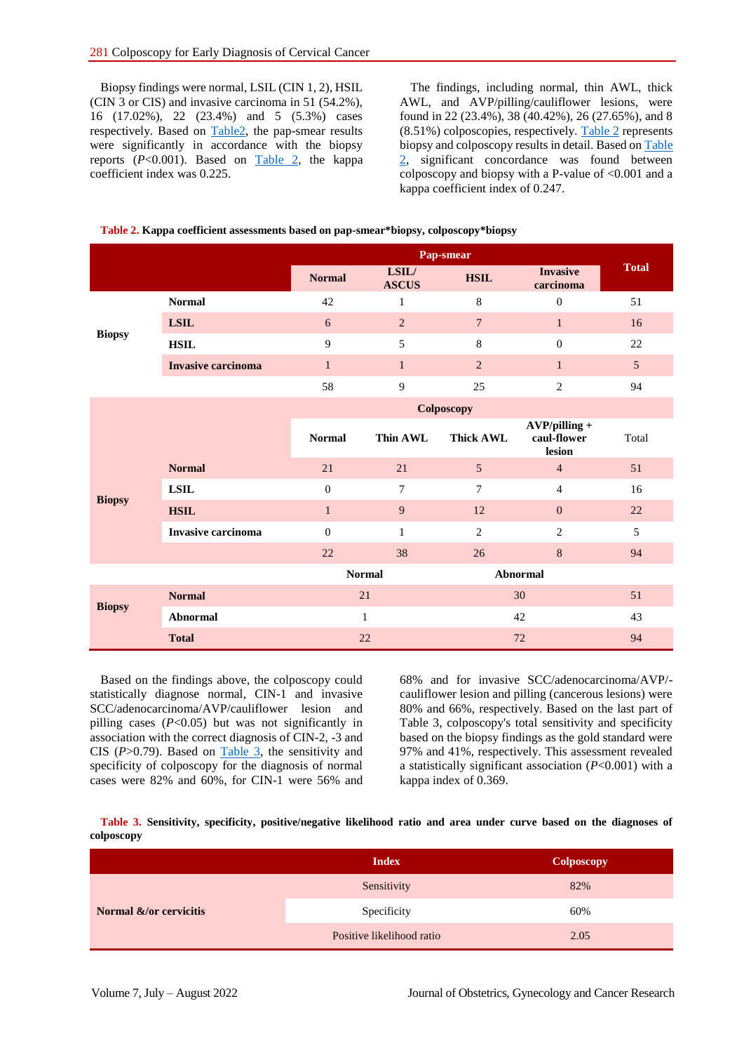Biopsy findings were normal, LSIL (CIN 1, 2), HSIL (CIN 3 or CIS) and invasive carcinoma in 51 (54.2%), 16 (17.02%), 22 (23.4%) and 5 (5.3%) cases respectively. Based on Table2, the pap-smear results were significantly in accordance with the biopsy reports (*P*<0.001). Based on Table 2, the kappa coefficient index was 0.225.

The findings, including normal, thin AWL, thick AWL, and AVP/pilling/cauliflower lesions, were found in 22 (23.4%), 38 (40.42%), 26 (27.65%), and 8 (8.51%) colposcopies, respectively. Table 2 represents biopsy and colposcopy results in detail. Based on Table 2, significant concordance was found between colposcopy and biopsy with a P-value of <0.001 and a kappa coefficient index of 0.247.

**Table 2. Kappa coefficient assessments based on pap-smear*biopsy, colposcopy*biopsy**

| | | Pap-smear | | | | Total |
|---|---|---|---|---|---|---|
| | | **Normal** | **LSIL/ ASCUS** | **HSIL** | **Invasive carcinoma** | |
| **Biopsy** | **Normal** | 42 | 1 | 8 | 0 | 51 |
| | **LSIL** | 6 | 2 | 7 | 1 | 16 |
| | **HSIL** | 9 | 5 | 8 | 0 | 22 |
| | **Invasive carcinoma** | 1 | 1 | 2 | 1 | 5 |
| | | 58 | 9 | 25 | 2 | 94 |
| | | **Colposcopy** | | | | |
| | | **Normal** | **Thin AWL** | **Thick AWL** | **AVP/pilling + caul-flower lesion** | Total |
| **Biopsy** | **Normal** | 21 | 21 | 5 | 4 | 51 |
| | **LSIL** | 0 | 7 | 7 | 4 | 16 |
| | **HSIL** | 1 | 9 | 12 | 0 | 22 |
| | **Invasive carcinoma** | 0 | 1 | 2 | 2 | 5 |
| | | 22 | 38 | 26 | 8 | 94 |
| | | **Normal** | | **Abnormal** | | |
| **Biopsy** | **Normal** | 21 | | 30 | | 51 |
| | **Abnormal** | 1 | | 42 | | 43 |
| | **Total** | 22 | | 72 | | 94 |

Based on the findings above, the colposcopy could statistically diagnose normal, CIN-1 and invasive SCC/adenocarcinoma/AVP/cauliflower lesion and pilling cases (*P*<0.05) but was not significantly in association with the correct diagnosis of CIN-2, -3 and CIS (*P*>0.79). Based on Table 3, the sensitivity and specificity of colposcopy for the diagnosis of normal cases were 82% and 60%, for CIN-1 were 56% and 68% and for invasive SCC/adenocarcinoma/AVP/-cauliflower lesion and pilling (cancerous lesions) were 80% and 66%, respectively. Based on the last part of Table 3, colposcopy's total sensitivity and specificity based on the biopsy findings as the gold standard were 97% and 41%, respectively. This assessment revealed a statistically significant association (*P*<0.001) with a kappa index of 0.369.

**Table 3. Sensitivity, specificity, positive/negative likelihood ratio and area under curve based on the diagnoses of colposcopy**

| | Index | Colposcopy |
|---|---|---|
| **Normal &/or cervicitis** | Sensitivity | 82% |
| | Specificity | 60% |
| | Positive likelihood ratio | 2.05 |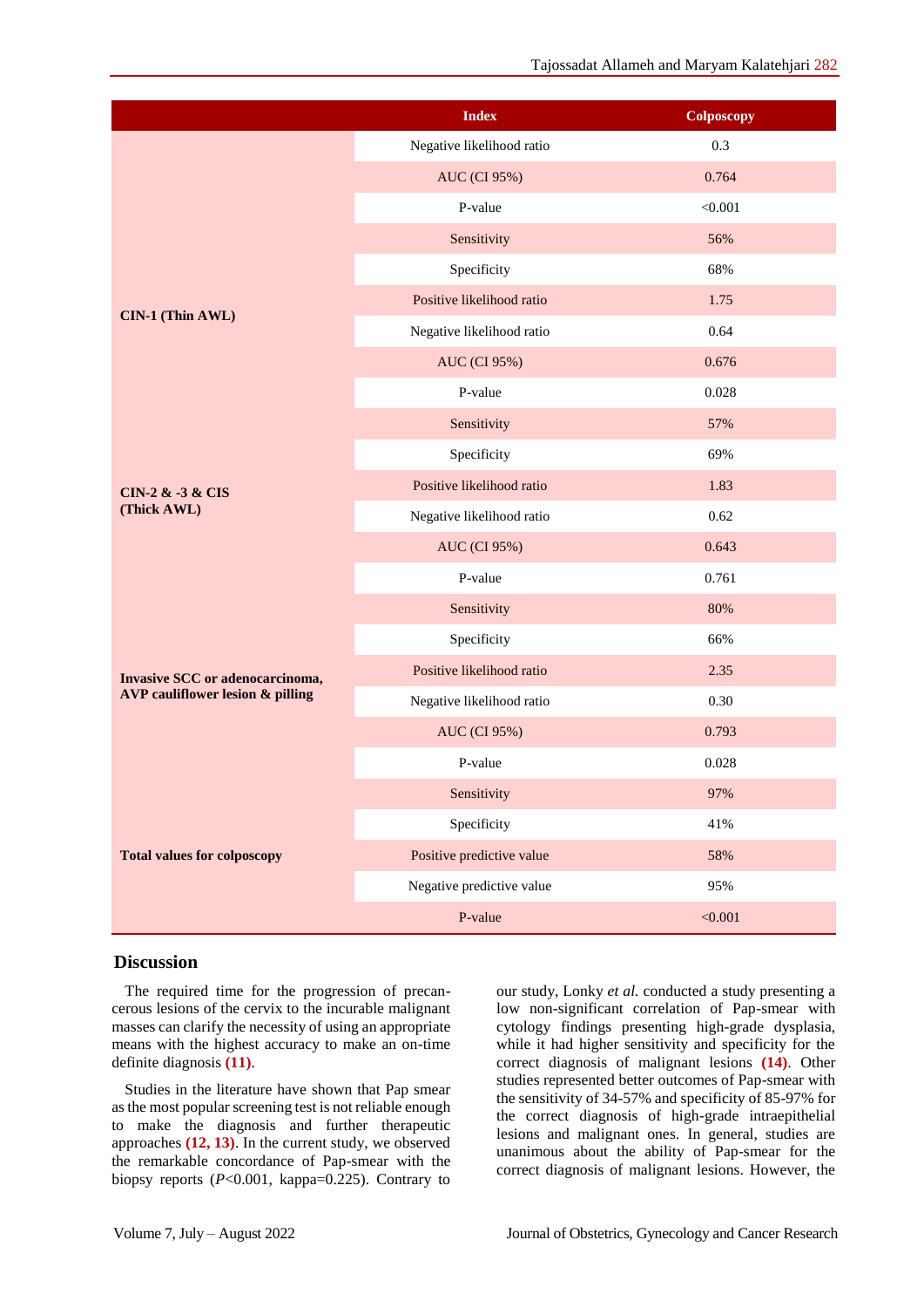| | Index | Colposcopy |
|---|---|---|
| | Negative likelihood ratio | 0.3 |
| | AUC (CI 95%) | 0.764 |
| | P-value | <0.001 |
| CIN-1 (Thin AWL) | Sensitivity | 56% |
| | Specificity | 68% |
| | Positive likelihood ratio | 1.75 |
| | Negative likelihood ratio | 0.64 |
| | AUC (CI 95%) | 0.676 |
| | P-value | 0.028 |
| CIN-2 & -3 & CIS (Thick AWL) | Sensitivity | 57% |
| | Specificity | 69% |
| | Positive likelihood ratio | 1.83 |
| | Negative likelihood ratio | 0.62 |
| | AUC (CI 95%) | 0.643 |
| | P-value | 0.761 |
| Invasive SCC or adenocarcinoma, AVP cauliflower lesion & pilling | Sensitivity | 80% |
| | Specificity | 66% |
| | Positive likelihood ratio | 2.35 |
| | Negative likelihood ratio | 0.30 |
| | AUC (CI 95%) | 0.793 |
| | P-value | 0.028 |
| Total values for colposcopy | Sensitivity | 97% |
| | Specificity | 41% |
| | Positive predictive value | 58% |
| | Negative predictive value | 95% |
| | P-value | <0.001 |

## Discussion

The required time for the progression of precancerous lesions of the cervix to the incurable malignant masses can clarify the necessity of using an appropriate means with the highest accuracy to make an on-time definite diagnosis **(11)**.

Studies in the literature have shown that Pap smear as the most popular screening test is not reliable enough to make the diagnosis and further therapeutic approaches **(12, 13)**. In the current study, we observed the remarkable concordance of Pap-smear with the biopsy reports ($P<0.001$, kappa=0.225). Contrary to our study, Lonky *et al.* conducted a study presenting a low non-significant correlation of Pap-smear with cytology findings presenting high-grade dysplasia, while it had higher sensitivity and specificity for the correct diagnosis of malignant lesions **(14)**. Other studies represented better outcomes of Pap-smear with the sensitivity of 34-57% and specificity of 85-97% for the correct diagnosis of high-grade intraepithelial lesions and malignant ones. In general, studies are unanimous about the ability of Pap-smear for the correct diagnosis of malignant lesions. However, the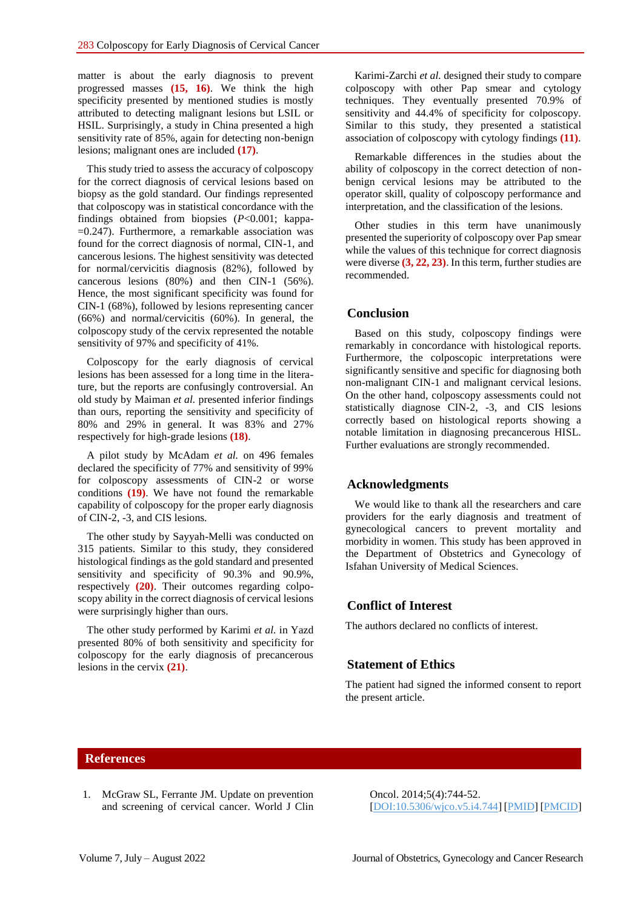matter is about the early diagnosis to prevent progressed masses **(15, 16)**. We think the high specificity presented by mentioned studies is mostly attributed to detecting malignant lesions but LSIL or HSIL. Surprisingly, a study in China presented a high sensitivity rate of 85%, again for detecting non-benign lesions; malignant ones are included **(17)**.

This study tried to assess the accuracy of colposcopy for the correct diagnosis of cervical lesions based on biopsy as the gold standard. Our findings represented that colposcopy was in statistical concordance with the findings obtained from biopsies (*P*<0.001; kappa-=0.247). Furthermore, a remarkable association was found for the correct diagnosis of normal, CIN-1, and cancerous lesions. The highest sensitivity was detected for normal/cervicitis diagnosis (82%), followed by cancerous lesions (80%) and then CIN-1 (56%). Hence, the most significant specificity was found for CIN-1 (68%), followed by lesions representing cancer (66%) and normal/cervicitis (60%). In general, the colposcopy study of the cervix represented the notable sensitivity of 97% and specificity of 41%.

Colposcopy for the early diagnosis of cervical lesions has been assessed for a long time in the literature, but the reports are confusingly controversial. An old study by Maiman *et al.* presented inferior findings than ours, reporting the sensitivity and specificity of 80% and 29% in general. It was 83% and 27% respectively for high-grade lesions **(18)**.

A pilot study by McAdam *et al.* on 496 females declared the specificity of 77% and sensitivity of 99% for colposcopy assessments of CIN-2 or worse conditions **(19)**. We have not found the remarkable capability of colposcopy for the proper early diagnosis of CIN-2, -3, and CIS lesions.

The other study by Sayyah-Melli was conducted on 315 patients. Similar to this study, they considered histological findings as the gold standard and presented sensitivity and specificity of 90.3% and 90.9%, respectively **(20)**. Their outcomes regarding colposcopy ability in the correct diagnosis of cervical lesions were surprisingly higher than ours.

The other study performed by Karimi *et al.* in Yazd presented 80% of both sensitivity and specificity for colposcopy for the early diagnosis of precancerous lesions in the cervix **(21)**.

Karimi-Zarchi *et al.* designed their study to compare colposcopy with other Pap smear and cytology techniques. They eventually presented 70.9% of sensitivity and 44.4% of specificity for colposcopy. Similar to this study, they presented a statistical association of colposcopy with cytology findings **(11)**.

Remarkable differences in the studies about the ability of colposcopy in the correct detection of non-benign cervical lesions may be attributed to the operator skill, quality of colposcopy performance and interpretation, and the classification of the lesions.

Other studies in this term have unanimously presented the superiority of colposcopy over Pap smear while the values of this technique for correct diagnosis were diverse **(3, 22, 23)**. In this term, further studies are recommended.

## Conclusion

Based on this study, colposcopy findings were remarkably in concordance with histological reports. Furthermore, the colposcopic interpretations were significantly sensitive and specific for diagnosing both non-malignant CIN-1 and malignant cervical lesions. On the other hand, colposcopy assessments could not statistically diagnose CIN-2, -3, and CIS lesions correctly based on histological reports showing a notable limitation in diagnosing precancerous HISL. Further evaluations are strongly recommended.

## Acknowledgments

We would like to thank all the researchers and care providers for the early diagnosis and treatment of gynecological cancers to prevent mortality and morbidity in women. This study has been approved in the Department of Obstetrics and Gynecology of Isfahan University of Medical Sciences.

## Conflict of Interest

The authors declared no conflicts of interest.

## Statement of Ethics

The patient had signed the informed consent to report the present article.

## References

1. McGraw SL, Ferrante JM. Update on prevention and screening of cervical cancer. World J Clin Oncol. 2014;5(4):744-52. [DOI:10.5306/wjco.v5.i4.744] [PMID] [PMCID]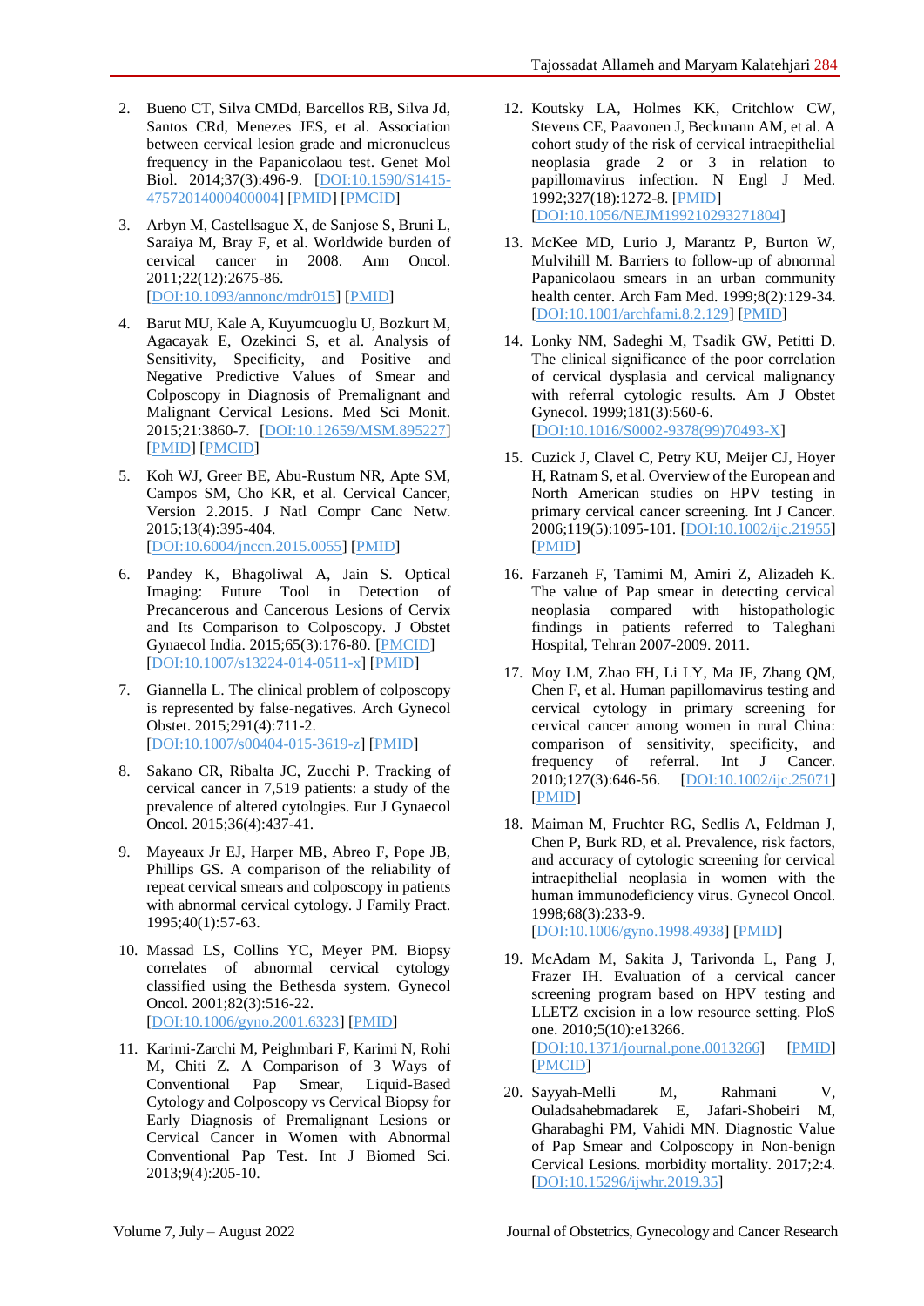2. Bueno CT, Silva CMDd, Barcellos RB, Silva Jd, Santos CRd, Menezes JES, et al. Association between cervical lesion grade and micronucleus frequency in the Papanicolaou test. Genet Mol Biol. 2014;37(3):496-9. [DOI:10.1590/S1415-47572014000400004] [PMID] [PMCID]

3. Arbyn M, Castellsague X, de Sanjose S, Bruni L, Saraiya M, Bray F, et al. Worldwide burden of cervical cancer in 2008. Ann Oncol. 2011;22(12):2675-86. [DOI:10.1093/annonc/mdr015] [PMID]

4. Barut MU, Kale A, Kuyumcuoglu U, Bozkurt M, Agacayak E, Ozekinci S, et al. Analysis of Sensitivity, Specificity, and Positive and Negative Predictive Values of Smear and Colposcopy in Diagnosis of Premalignant and Malignant Cervical Lesions. Med Sci Monit. 2015;21:3860-7. [DOI:10.12659/MSM.895227] [PMID] [PMCID]

5. Koh WJ, Greer BE, Abu-Rustum NR, Apte SM, Campos SM, Cho KR, et al. Cervical Cancer, Version 2.2015. J Natl Compr Canc Netw. 2015;13(4):395-404. [DOI:10.6004/jnccn.2015.0055] [PMID]

6. Pandey K, Bhagoliwal A, Jain S. Optical Imaging: Future Tool in Detection of Precancerous and Cancerous Lesions of Cervix and Its Comparison to Colposcopy. J Obstet Gynaecol India. 2015;65(3):176-80. [PMCID] [DOI:10.1007/s13224-014-0511-x] [PMID]

7. Giannella L. The clinical problem of colposcopy is represented by false-negatives. Arch Gynecol Obstet. 2015;291(4):711-2. [DOI:10.1007/s00404-015-3619-z] [PMID]

8. Sakano CR, Ribalta JC, Zucchi P. Tracking of cervical cancer in 7,519 patients: a study of the prevalence of altered cytologies. Eur J Gynaecol Oncol. 2015;36(4):437-41.

9. Mayeaux Jr EJ, Harper MB, Abreo F, Pope JB, Phillips GS. A comparison of the reliability of repeat cervical smears and colposcopy in patients with abnormal cervical cytology. J Family Pract. 1995;40(1):57-63.

10. Massad LS, Collins YC, Meyer PM. Biopsy correlates of abnormal cervical cytology classified using the Bethesda system. Gynecol Oncol. 2001;82(3):516-22. [DOI:10.1006/gyno.2001.6323] [PMID]

11. Karimi-Zarchi M, Peighmbari F, Karimi N, Rohi M, Chiti Z. A Comparison of 3 Ways of Conventional Pap Smear, Liquid-Based Cytology and Colposcopy vs Cervical Biopsy for Early Diagnosis of Premalignant Lesions or Cervical Cancer in Women with Abnormal Conventional Pap Test. Int J Biomed Sci. 2013;9(4):205-10.

12. Koutsky LA, Holmes KK, Critchlow CW, Stevens CE, Paavonen J, Beckmann AM, et al. A cohort study of the risk of cervical intraepithelial neoplasia grade 2 or 3 in relation to papillomavirus infection. N Engl J Med. 1992;327(18):1272-8. [PMID] [DOI:10.1056/NEJM199210293271804]

13. McKee MD, Lurio J, Marantz P, Burton W, Mulvihill M. Barriers to follow-up of abnormal Papanicolaou smears in an urban community health center. Arch Fam Med. 1999;8(2):129-34. [DOI:10.1001/archfami.8.2.129] [PMID]

14. Lonky NM, Sadeghi M, Tsadik GW, Petitti D. The clinical significance of the poor correlation of cervical dysplasia and cervical malignancy with referral cytologic results. Am J Obstet Gynecol. 1999;181(3):560-6. [DOI:10.1016/S0002-9378(99)70493-X]

15. Cuzick J, Clavel C, Petry KU, Meijer CJ, Hoyer H, Ratnam S, et al. Overview of the European and North American studies on HPV testing in primary cervical cancer screening. Int J Cancer. 2006;119(5):1095-101. [DOI:10.1002/ijc.21955] [PMID]

16. Farzaneh F, Tamimi M, Amiri Z, Alizadeh K. The value of Pap smear in detecting cervical neoplasia compared with histopathologic findings in patients referred to Taleghani Hospital, Tehran 2007-2009. 2011.

17. Moy LM, Zhao FH, Li LY, Ma JF, Zhang QM, Chen F, et al. Human papillomavirus testing and cervical cytology in primary screening for cervical cancer among women in rural China: comparison of sensitivity, specificity, and frequency of referral. Int J Cancer. 2010;127(3):646-56. [DOI:10.1002/ijc.25071] [PMID]

18. Maiman M, Fruchter RG, Sedlis A, Feldman J, Chen P, Burk RD, et al. Prevalence, risk factors, and accuracy of cytologic screening for cervical intraepithelial neoplasia in women with the human immunodeficiency virus. Gynecol Oncol. 1998;68(3):233-9. [DOI:10.1006/gyno.1998.4938] [PMID]

19. McAdam M, Sakita J, Tarivonda L, Pang J, Frazer IH. Evaluation of a cervical cancer screening program based on HPV testing and LLETZ excision in a low resource setting. PloS one. 2010;5(10):e13266. [DOI:10.1371/journal.pone.0013266] [PMID] [PMCID]

20. Sayyah-Melli M, Rahmani V, Ouladsahebmadarek E, Jafari-Shobeiri M, Gharabaghi PM, Vahidi MN. Diagnostic Value of Pap Smear and Colposcopy in Non-benign Cervical Lesions. morbidity mortality. 2017;2:4. [DOI:10.15296/ijwhr.2019.35]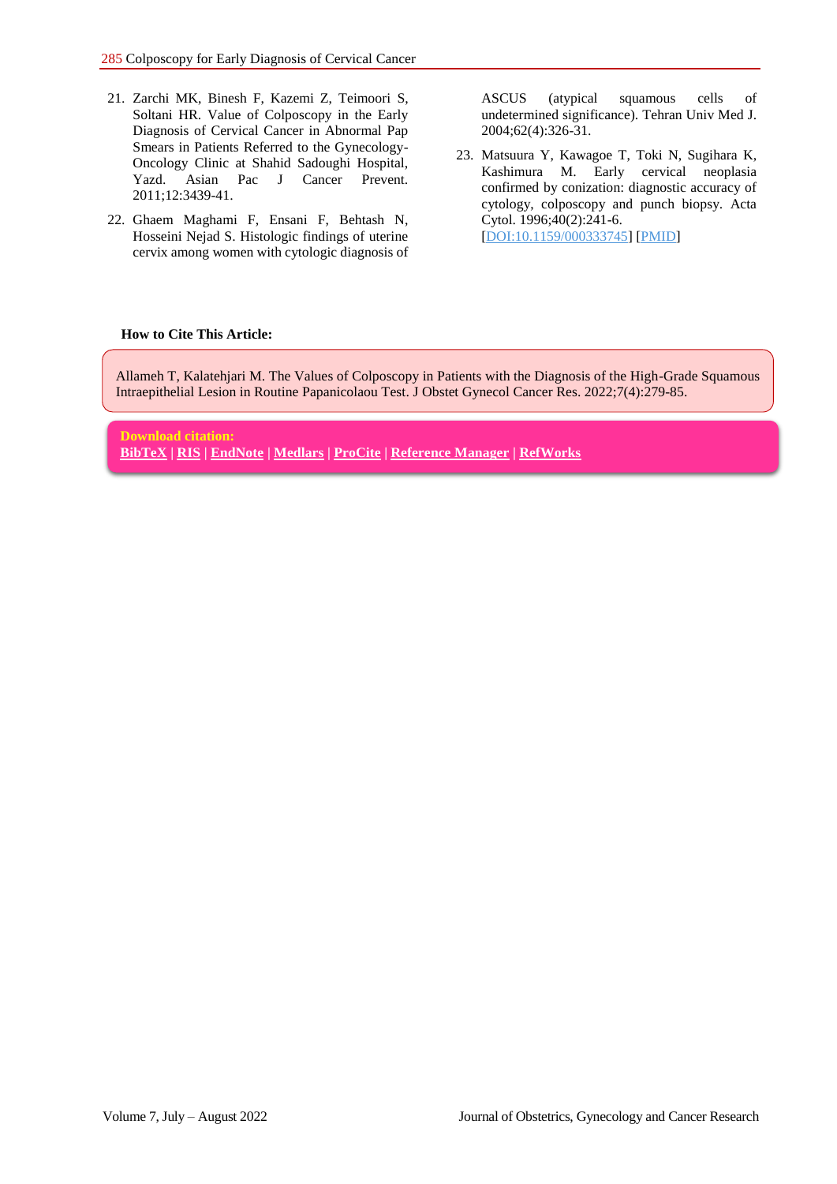21. Zarchi MK, Binesh F, Kazemi Z, Teimoori S, Soltani HR. Value of Colposcopy in the Early Diagnosis of Cervical Cancer in Abnormal Pap Smears in Patients Referred to the Gynecology-Oncology Clinic at Shahid Sadoughi Hospital, Yazd. Asian Pac J Cancer Prevent. 2011;12:3439-41.

22. Ghaem Maghami F, Ensani F, Behtash N, Hosseini Nejad S. Histologic findings of uterine cervix among women with cytologic diagnosis of ASCUS (atypical squamous cells of undetermined significance). Tehran Univ Med J. 2004;62(4):326-31.

23. Matsuura Y, Kawagoe T, Toki N, Sugihara K, Kashimura M. Early cervical neoplasia confirmed by conization: diagnostic accuracy of cytology, colposcopy and punch biopsy. Acta Cytol. 1996;40(2):241-6. [DOI:10.1159/000333745] [PMID]

**How to Cite This Article:**

Allameh T, Kalatehjari M. The Values of Colposcopy in Patients with the Diagnosis of the High-Grade Squamous Intraepithelial Lesion in Routine Papanicolaou Test. J Obstet Gynecol Cancer Res. 2022;7(4):279-85.

**Download citation:**
**BibTeX | RIS | EndNote | Medlars | ProCite | Reference Manager | RefWorks**